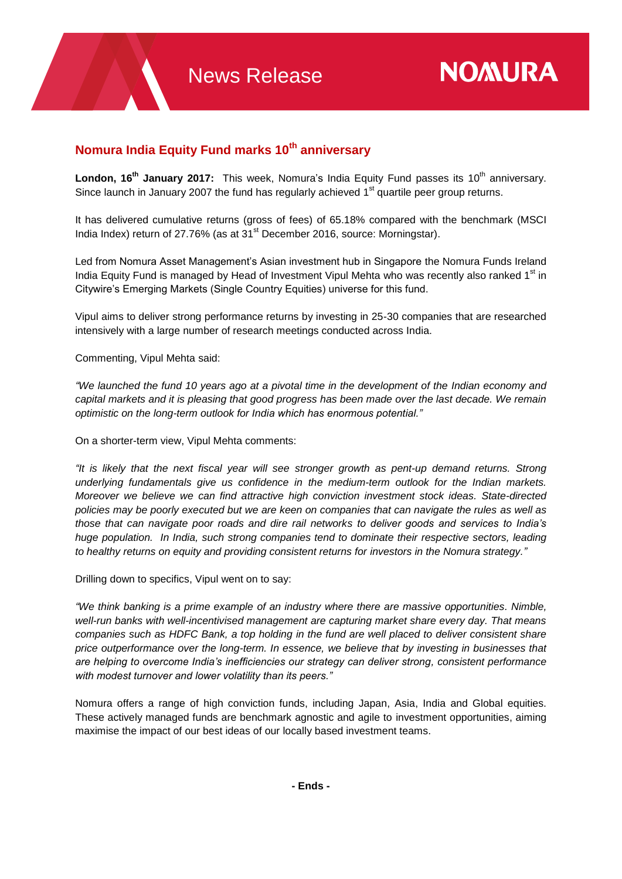News Release

NOMURA

## Nomura India Equity Fund marks 10th anniversary

**London, 16th January 2017:** This week, Nomura's India Equity Fund passes its 10th anniversary. Since launch in January 2007 the fund has regularly achieved 1st quartile peer group returns.

It has delivered cumulative returns (gross of fees) of 65.18% compared with the benchmark (MSCI India Index) return of 27.76% (as at 31st December 2016, source: Morningstar).

Led from Nomura Asset Management's Asian investment hub in Singapore the Nomura Funds Ireland India Equity Fund is managed by Head of Investment Vipul Mehta who was recently also ranked 1st in Citywire's Emerging Markets (Single Country Equities) universe for this fund.

Vipul aims to deliver strong performance returns by investing in 25-30 companies that are researched intensively with a large number of research meetings conducted across India.

Commenting, Vipul Mehta said:

*"We launched the fund 10 years ago at a pivotal time in the development of the Indian economy and capital markets and it is pleasing that good progress has been made over the last decade. We remain optimistic on the long-term outlook for India which has enormous potential."*

On a shorter-term view, Vipul Mehta comments:

*"It is likely that the next fiscal year will see stronger growth as pent-up demand returns. Strong underlying fundamentals give us confidence in the medium-term outlook for the Indian markets. Moreover we believe we can find attractive high conviction investment stock ideas. State-directed policies may be poorly executed but we are keen on companies that can navigate the rules as well as those that can navigate poor roads and dire rail networks to deliver goods and services to India's huge population. In India, such strong companies tend to dominate their respective sectors, leading to healthy returns on equity and providing consistent returns for investors in the Nomura strategy."*

Drilling down to specifics, Vipul went on to say:

*"We think banking is a prime example of an industry where there are massive opportunities. Nimble, well-run banks with well-incentivised management are capturing market share every day. That means companies such as HDFC Bank, a top holding in the fund are well placed to deliver consistent share price outperformance over the long-term. In essence, we believe that by investing in businesses that are helping to overcome India's inefficiencies our strategy can deliver strong, consistent performance with modest turnover and lower volatility than its peers."*

Nomura offers a range of high conviction funds, including Japan, Asia, India and Global equities. These actively managed funds are benchmark agnostic and agile to investment opportunities, aiming maximise the impact of our best ideas of our locally based investment teams.

**- Ends -**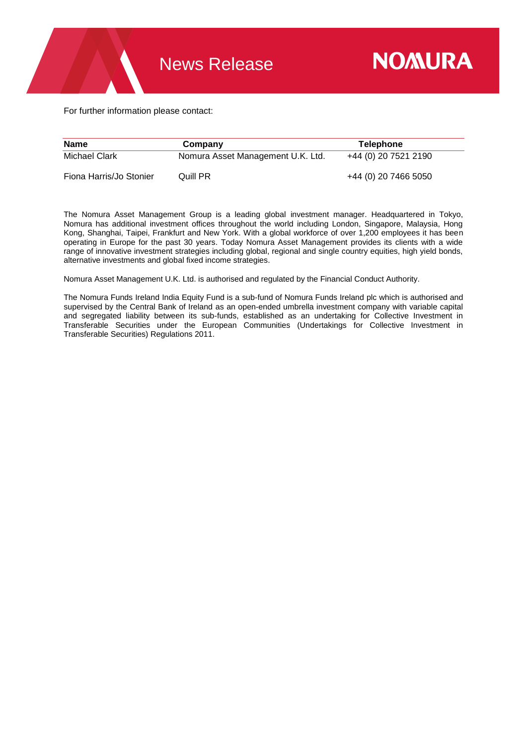News Release

NOMURA

For further information please contact:

| Name | Company | Telephone |
| --- | --- | --- |
| Michael Clark | Nomura Asset Management U.K. Ltd. | +44 (0) 20 7521 2190 |
| Fiona Harris/Jo Stonier | Quill PR | +44 (0) 20 7466 5050 |

The Nomura Asset Management Group is a leading global investment manager. Headquartered in Tokyo, Nomura has additional investment offices throughout the world including London, Singapore, Malaysia, Hong Kong, Shanghai, Taipei, Frankfurt and New York. With a global workforce of over 1,200 employees it has been operating in Europe for the past 30 years. Today Nomura Asset Management provides its clients with a wide range of innovative investment strategies including global, regional and single country equities, high yield bonds, alternative investments and global fixed income strategies.

Nomura Asset Management U.K. Ltd. is authorised and regulated by the Financial Conduct Authority.

The Nomura Funds Ireland India Equity Fund is a sub-fund of Nomura Funds Ireland plc which is authorised and supervised by the Central Bank of Ireland as an open-ended umbrella investment company with variable capital and segregated liability between its sub-funds, established as an undertaking for Collective Investment in Transferable Securities under the European Communities (Undertakings for Collective Investment in Transferable Securities) Regulations 2011.